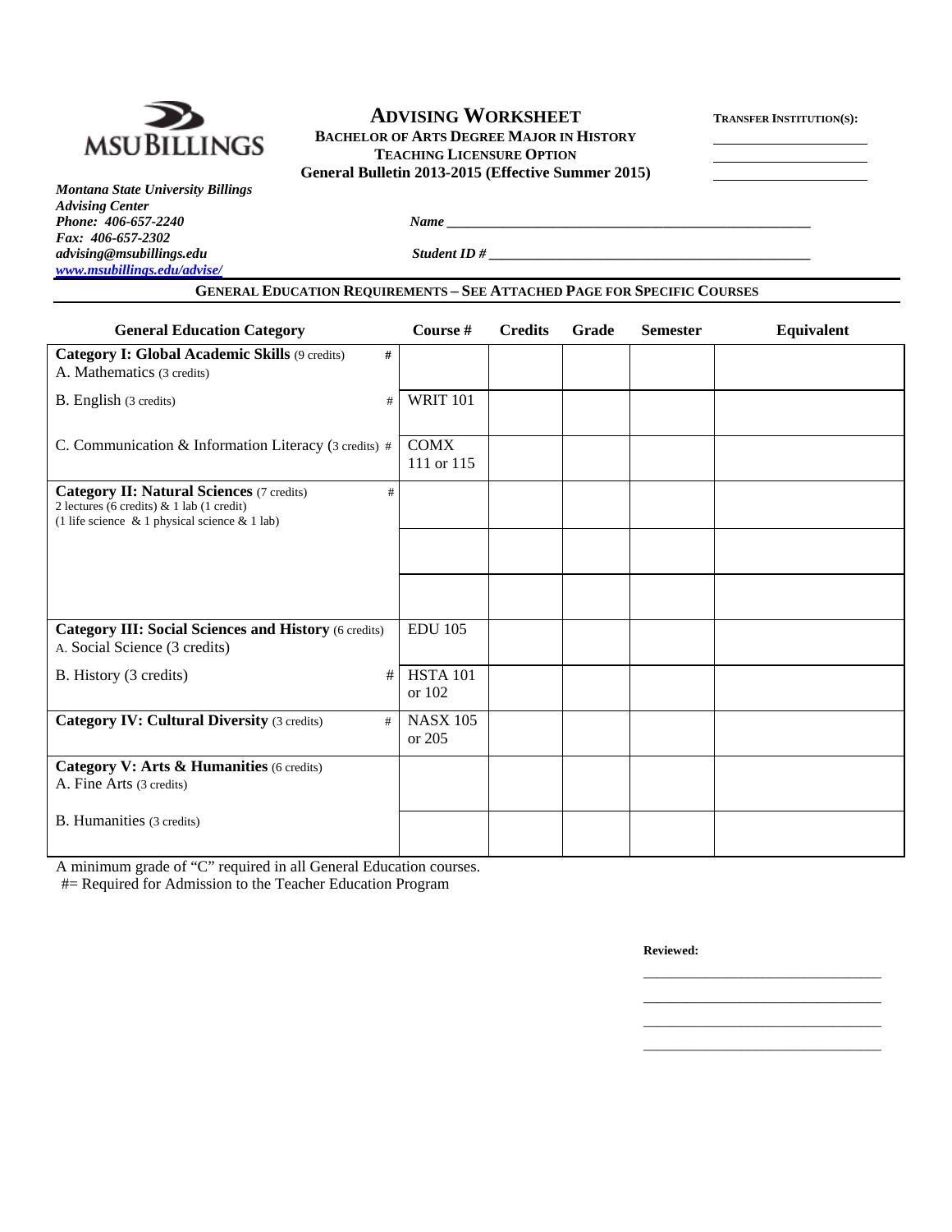MSU BILLINGS

# ADVISING WORKSHEET

**BACHELOR OF ARTS DEGREE MAJOR IN HISTORY**
**TEACHING LICENSURE OPTION**
**General Bulletin 2013-2015 (Effective Summer 2015)**

**TRANSFER INSTITUTION(S):**
_______________
_______________
_______________

***Montana State University Billings***
***Advising Center***
***Phone: 406-657-2240***
***Fax: 406-657-2302***
***advising@msubillings.edu***
***www.msubillings.edu/advise/***

***Name*** ________________________________________________

***Student ID #*** ________________________________________________

## GENERAL EDUCATION REQUIREMENTS – SEE ATTACHED PAGE FOR SPECIFIC COURSES

| General Education Category | Course # | Credits | Grade | Semester | Equivalent |
|---|---|---|---|---|---|
| **Category I: Global Academic Skills** (9 credits) # <br> A. Mathematics (3 credits) | | | | | |
| B. English (3 credits) # | WRIT 101 | | | | |
| C. Communication & Information Literacy (3 credits) # | COMX 111 or 115 | | | | |
| **Category II: Natural Sciences** (7 credits) # <br> 2 lectures (6 credits) & 1 lab (1 credit) <br> (1 life science & 1 physical science & 1 lab) | | | | | |
| | | | | | |
| | | | | | |
| **Category III: Social Sciences and History** (6 credits) <br> A. Social Science (3 credits) | EDU 105 | | | | |
| B. History (3 credits) # | HSTA 101 or 102 | | | | |
| **Category IV: Cultural Diversity** (3 credits) # | NASX 105 or 205 | | | | |
| **Category V: Arts & Humanities** (6 credits) <br> A. Fine Arts (3 credits) | | | | | |
| B. Humanities (3 credits) | | | | | |

A minimum grade of "C" required in all General Education courses.
#= Required for Admission to the Teacher Education Program

**Reviewed:**

_______________________________
_______________________________
_______________________________
_______________________________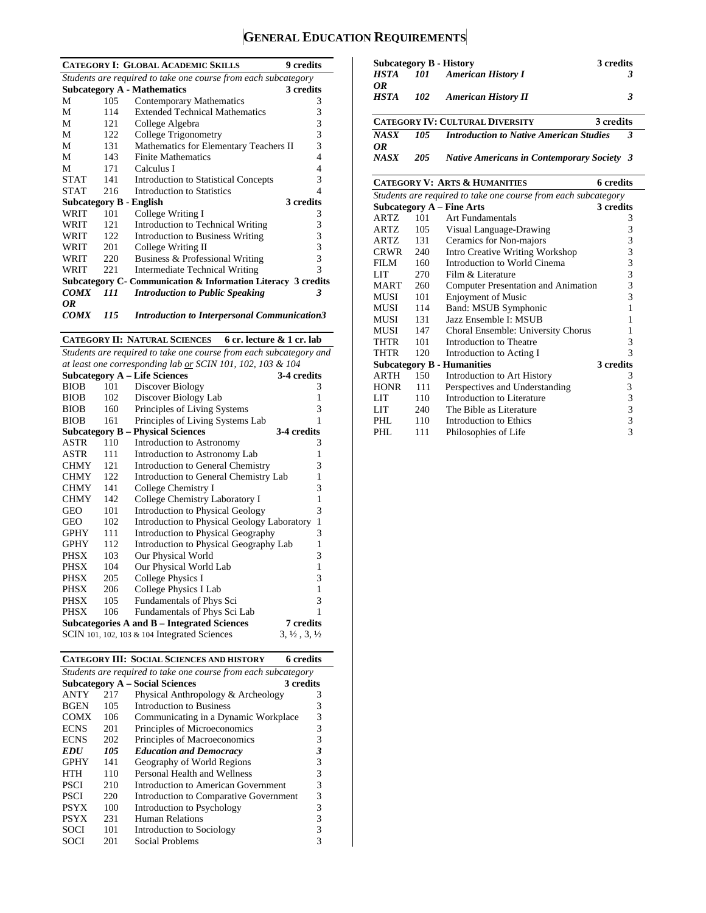# General Education Requirements

## Category I: Global Academic Skills — 9 credits

*Students are required to take one course from each subcategory*

| Subcategory A - Mathematics | | 3 credits | |
|---|---|---|---|
| M | 105 | Contemporary Mathematics | 3 |
| M | 114 | Extended Technical Mathematics | 3 |
| M | 121 | College Algebra | 3 |
| M | 122 | College Trigonometry | 3 |
| M | 131 | Mathematics for Elementary Teachers II | 3 |
| M | 143 | Finite Mathematics | 4 |
| M | 171 | Calculus I | 4 |
| STAT | 141 | Introduction to Statistical Concepts | 3 |
| STAT | 216 | Introduction to Statistics | 4 |
| **Subcategory B - English** | | | **3 credits** |
| WRIT | 101 | College Writing I | 3 |
| WRIT | 121 | Introduction to Technical Writing | 3 |
| WRIT | 122 | Introduction to Business Writing | 3 |
| WRIT | 201 | College Writing II | 3 |
| WRIT | 220 | Business & Professional Writing | 3 |
| WRIT | 221 | Intermediate Technical Writing | 3 |
| **Subcategory C- Communication & Information Literacy** | | | **3 credits** |
| ***COMX*** | ***111*** | ***Introduction to Public Speaking*** | ***3*** |
| ***OR*** | | | |
| ***COMX*** | ***115*** | ***Introduction to Interpersonal Communication*** | ***3*** |

## Category II: Natural Sciences — 6 cr. lecture & 1 cr. lab

*Students are required to take one course from each subcategory and at least one corresponding lab or SCIN 101, 102, 103 & 104*

| Subcategory A – Life Sciences | | 3-4 credits | |
|---|---|---|---|
| BIOB | 101 | Discover Biology | 3 |
| BIOB | 102 | Discover Biology Lab | 1 |
| BIOB | 160 | Principles of Living Systems | 3 |
| BIOB | 161 | Principles of Living Systems Lab | 1 |
| **Subcategory B – Physical Sciences** | | | **3-4 credits** |
| ASTR | 110 | Introduction to Astronomy | 3 |
| ASTR | 111 | Introduction to Astronomy Lab | 1 |
| CHMY | 121 | Introduction to General Chemistry | 3 |
| CHMY | 122 | Introduction to General Chemistry Lab | 1 |
| CHMY | 141 | College Chemistry I | 3 |
| CHMY | 142 | College Chemistry Laboratory I | 1 |
| GEO | 101 | Introduction to Physical Geology | 3 |
| GEO | 102 | Introduction to Physical Geology Laboratory | 1 |
| GPHY | 111 | Introduction to Physical Geography | 3 |
| GPHY | 112 | Introduction to Physical Geography Lab | 1 |
| PHSX | 103 | Our Physical World | 3 |
| PHSX | 104 | Our Physical World Lab | 1 |
| PHSX | 205 | College Physics I | 3 |
| PHSX | 206 | College Physics I Lab | 1 |
| PHSX | 105 | Fundamentals of Phys Sci | 3 |
| PHSX | 106 | Fundamentals of Phys Sci Lab | 1 |
| **Subcategories A and B – Integrated Sciences** | | | **7 credits** |
| SCIN 101, 102, 103 & 104 Integrated Sciences | | | 3, ½ , 3, ½ |

## Category III: Social Sciences and History — 6 credits

*Students are required to take one course from each subcategory*

| Subcategory A – Social Sciences | | 3 credits | |
|---|---|---|---|
| ANTY | 217 | Physical Anthropology & Archeology | 3 |
| BGEN | 105 | Introduction to Business | 3 |
| COMX | 106 | Communicating in a Dynamic Workplace | 3 |
| ECNS | 201 | Principles of Microeconomics | 3 |
| ECNS | 202 | Principles of Macroeconomics | 3 |
| ***EDU*** | ***105*** | ***Education and Democracy*** | ***3*** |
| GPHY | 141 | Geography of World Regions | 3 |
| HTH | 110 | Personal Health and Wellness | 3 |
| PSCI | 210 | Introduction to American Government | 3 |
| PSCI | 220 | Introduction to Comparative Government | 3 |
| PSYX | 100 | Introduction to Psychology | 3 |
| PSYX | 231 | Human Relations | 3 |
| SOCI | 101 | Introduction to Sociology | 3 |
| SOCI | 201 | Social Problems | 3 |
| **Subcategory B - History** | | | **3 credits** |
| ***HSTA*** | ***101*** | ***American History I*** | ***3*** |
| ***OR*** | | | |
| ***HSTA*** | ***102*** | ***American History II*** | ***3*** |

## Category IV: Cultural Diversity — 3 credits

| | | | |
|---|---|---|---|
| ***NASX*** | ***105*** | ***Introduction to Native American Studies*** | ***3*** |
| ***OR*** | | | |
| ***NASX*** | ***205*** | ***Native Americans in Contemporary Society*** | ***3*** |

## Category V: Arts & Humanities — 6 credits

*Students are required to take one course from each subcategory*

| Subcategory A – Fine Arts | | 3 credits | |
|---|---|---|---|
| ARTZ | 101 | Art Fundamentals | 3 |
| ARTZ | 105 | Visual Language-Drawing | 3 |
| ARTZ | 131 | Ceramics for Non-majors | 3 |
| CRWR | 240 | Intro Creative Writing Workshop | 3 |
| FILM | 160 | Introduction to World Cinema | 3 |
| LIT | 270 | Film & Literature | 3 |
| MART | 260 | Computer Presentation and Animation | 3 |
| MUSI | 101 | Enjoyment of Music | 3 |
| MUSI | 114 | Band: MSUB Symphonic | 1 |
| MUSI | 131 | Jazz Ensemble I: MSUB | 1 |
| MUSI | 147 | Choral Ensemble: University Chorus | 1 |
| THTR | 101 | Introduction to Theatre | 3 |
| THTR | 120 | Introduction to Acting I | 3 |
| **Subcategory B – Humanities** | | | **3 credits** |
| ARTH | 150 | Introduction to Art History | 3 |
| HONR | 111 | Perspectives and Understanding | 3 |
| LIT | 110 | Introduction to Literature | 3 |
| LIT | 240 | The Bible as Literature | 3 |
| PHL | 110 | Introduction to Ethics | 3 |
| PHL | 111 | Philosophies of Life | 3 |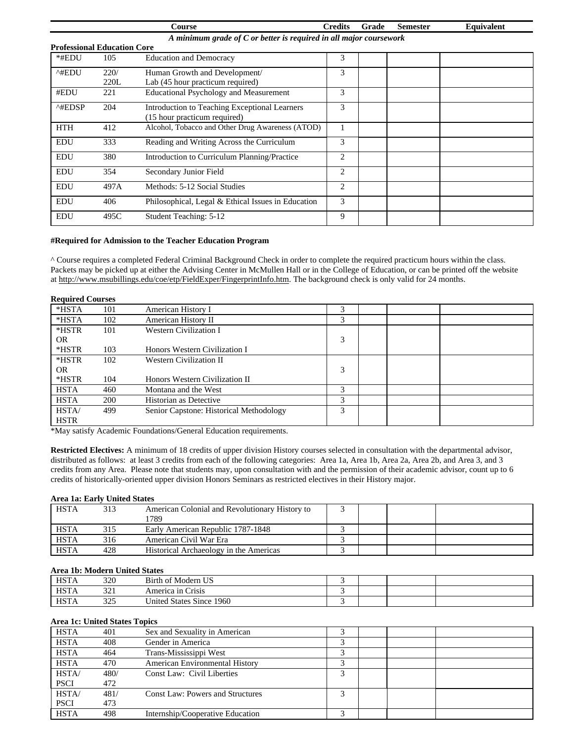| Course | | | Credits | Grade | Semester | Equivalent |
|---|---|---|---|---|---|---|

*A minimum grade of C or better is required in all major coursework*

**Professional Education Core**

| | | | Credits | Grade | Semester | Equivalent |
|---|---|---|---|---|---|---|
| *#EDU | 105 | Education and Democracy | 3 | | | |
| ^#EDU | 220/ 220L | Human Growth and Development/ Lab (45 hour practicum required) | 3 | | | |
| #EDU | 221 | Educational Psychology and Measurement | 3 | | | |
| ^#EDSP | 204 | Introduction to Teaching Exceptional Learners (15 hour practicum required) | 3 | | | |
| HTH | 412 | Alcohol, Tobacco and Other Drug Awareness (ATOD) | 1 | | | |
| EDU | 333 | Reading and Writing Across the Curriculum | 3 | | | |
| EDU | 380 | Introduction to Curriculum Planning/Practice | 2 | | | |
| EDU | 354 | Secondary Junior Field | 2 | | | |
| EDU | 497A | Methods: 5-12 Social Studies | 2 | | | |
| EDU | 406 | Philosophical, Legal & Ethical Issues in Education | 3 | | | |
| EDU | 495C | Student Teaching: 5-12 | 9 | | | |

**#Required for Admission to the Teacher Education Program**

^ Course requires a completed Federal Criminal Background Check in order to complete the required practicum hours within the class. Packets may be picked up at either the Advising Center in McMullen Hall or in the College of Education, or can be printed off the website at http://www.msubillings.edu/coe/etp/FieldExper/FingerprintInfo.htm. The background check is only valid for 24 months.

**Required Courses**

| | | | Credits | Grade | Semester | Equivalent |
|---|---|---|---|---|---|---|
| *HSTA | 101 | American History I | 3 | | | |
| *HSTA | 102 | American History II | 3 | | | |
| *HSTR OR *HSTR | 101 / 103 | Western Civilization I / Honors Western Civilization I | 3 | | | |
| *HSTR OR *HSTR | 102 / 104 | Western Civilization II / Honors Western Civilization II | 3 | | | |
| HSTA | 460 | Montana and the West | 3 | | | |
| HSTA | 200 | Historian as Detective | 3 | | | |
| HSTA/ HSTR | 499 | Senior Capstone: Historical Methodology | 3 | | | |

*May satisfy Academic Foundations/General Education requirements.

**Restricted Electives:** A minimum of 18 credits of upper division History courses selected in consultation with the departmental advisor, distributed as follows: at least 3 credits from each of the following categories: Area 1a, Area 1b, Area 2a, Area 2b, and Area 3, and 3 credits from any Area. Please note that students may, upon consultation with and the permission of their academic advisor, count up to 6 credits of historically-oriented upper division Honors Seminars as restricted electives in their History major.

**Area 1a: Early United States**

| | | | Credits | Grade | Semester | Equivalent |
|---|---|---|---|---|---|---|
| HSTA | 313 | American Colonial and Revolutionary History to 1789 | 3 | | | |
| HSTA | 315 | Early American Republic 1787-1848 | 3 | | | |
| HSTA | 316 | American Civil War Era | 3 | | | |
| HSTA | 428 | Historical Archaeology in the Americas | 3 | | | |

**Area 1b: Modern United States**

| | | | Credits | Grade | Semester | Equivalent |
|---|---|---|---|---|---|---|
| HSTA | 320 | Birth of Modern US | 3 | | | |
| HSTA | 321 | America in Crisis | 3 | | | |
| HSTA | 325 | United States Since 1960 | 3 | | | |

**Area 1c: United States Topics**

| | | | Credits | Grade | Semester | Equivalent |
|---|---|---|---|---|---|---|
| HSTA | 401 | Sex and Sexuality in American | 3 | | | |
| HSTA | 408 | Gender in America | 3 | | | |
| HSTA | 464 | Trans-Mississippi West | 3 | | | |
| HSTA | 470 | American Environmental History | 3 | | | |
| HSTA/ PSCI | 480/ 472 | Const Law: Civil Liberties | 3 | | | |
| HSTA/ PSCI | 481/ 473 | Const Law: Powers and Structures | 3 | | | |
| HSTA | 498 | Internship/Cooperative Education | 3 | | | |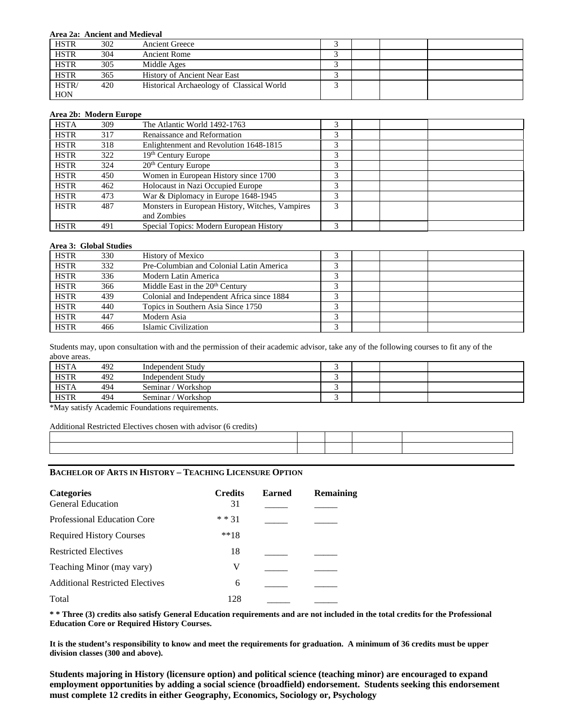**Area 2a: Ancient and Medieval**

| | | | | | | |
|---|---|---|---|---|---|---|
| HSTR | 302 | Ancient Greece | 3 | | | |
| HSTR | 304 | Ancient Rome | 3 | | | |
| HSTR | 305 | Middle Ages | 3 | | | |
| HSTR | 365 | History of Ancient Near East | 3 | | | |
| HSTR/ HON | 420 | Historical Archaeology of Classical World | 3 | | | |

**Area 2b: Modern Europe**

| | | | | | | |
|---|---|---|---|---|---|---|
| HSTA | 309 | The Atlantic World 1492-1763 | 3 | | | |
| HSTR | 317 | Renaissance and Reformation | 3 | | | |
| HSTR | 318 | Enlightenment and Revolution 1648-1815 | 3 | | | |
| HSTR | 322 | 19th Century Europe | 3 | | | |
| HSTR | 324 | 20th Century Europe | 3 | | | |
| HSTR | 450 | Women in European History since 1700 | 3 | | | |
| HSTR | 462 | Holocaust in Nazi Occupied Europe | 3 | | | |
| HSTR | 473 | War & Diplomacy in Europe 1648-1945 | 3 | | | |
| HSTR | 487 | Monsters in European History, Witches, Vampires and Zombies | 3 | | | |
| HSTR | 491 | Special Topics: Modern European History | 3 | | | |

**Area 3: Global Studies**

| | | | | | | |
|---|---|---|---|---|---|---|
| HSTR | 330 | History of Mexico | 3 | | | |
| HSTR | 332 | Pre-Columbian and Colonial Latin America | 3 | | | |
| HSTR | 336 | Modern Latin America | 3 | | | |
| HSTR | 366 | Middle East in the 20th Century | 3 | | | |
| HSTR | 439 | Colonial and Independent Africa since 1884 | 3 | | | |
| HSTR | 440 | Topics in Southern Asia Since 1750 | 3 | | | |
| HSTR | 447 | Modern Asia | 3 | | | |
| HSTR | 466 | Islamic Civilization | 3 | | | |

Students may, upon consultation with and the permission of their academic advisor, take any of the following courses to fit any of the above areas.

| | | | | | | |
|---|---|---|---|---|---|---|
| HSTA | 492 | Independent Study | 3 | | | |
| HSTR | 492 | Independent Study | 3 | | | |
| HSTA | 494 | Seminar / Workshop | 3 | | | |
| HSTR | 494 | Seminar / Workshop | 3 | | | |

*May satisfy Academic Foundations requirements.

Additional Restricted Electives chosen with advisor (6 credits)

| | | | | |
|---|---|---|---|---|
| | | | | |
| | | | | |

## BACHELOR OF ARTS IN HISTORY – TEACHING LICENSURE OPTION

| Categories | Credits | Earned | Remaining |
|---|---|---|---|
| General Education | 31 | _____ | _____ |
| Professional Education Core | * * 31 | _____ | _____ |
| Required History Courses | **18 | | |
| Restricted Electives | 18 | _____ | _____ |
| Teaching Minor (may vary) | V | _____ | _____ |
| Additional Restricted Electives | 6 | _____ | _____ |
| Total | 128 | _____ | _____ |

**\* \* Three (3) credits also satisfy General Education requirements and are not included in the total credits for the Professional Education Core or Required History Courses.**

**It is the student's responsibility to know and meet the requirements for graduation. A minimum of 36 credits must be upper division classes (300 and above).**

**Students majoring in History (licensure option) and political science (teaching minor) are encouraged to expand employment opportunities by adding a social science (broadfield) endorsement. Students seeking this endorsement must complete 12 credits in either Geography, Economics, Sociology or, Psychology**